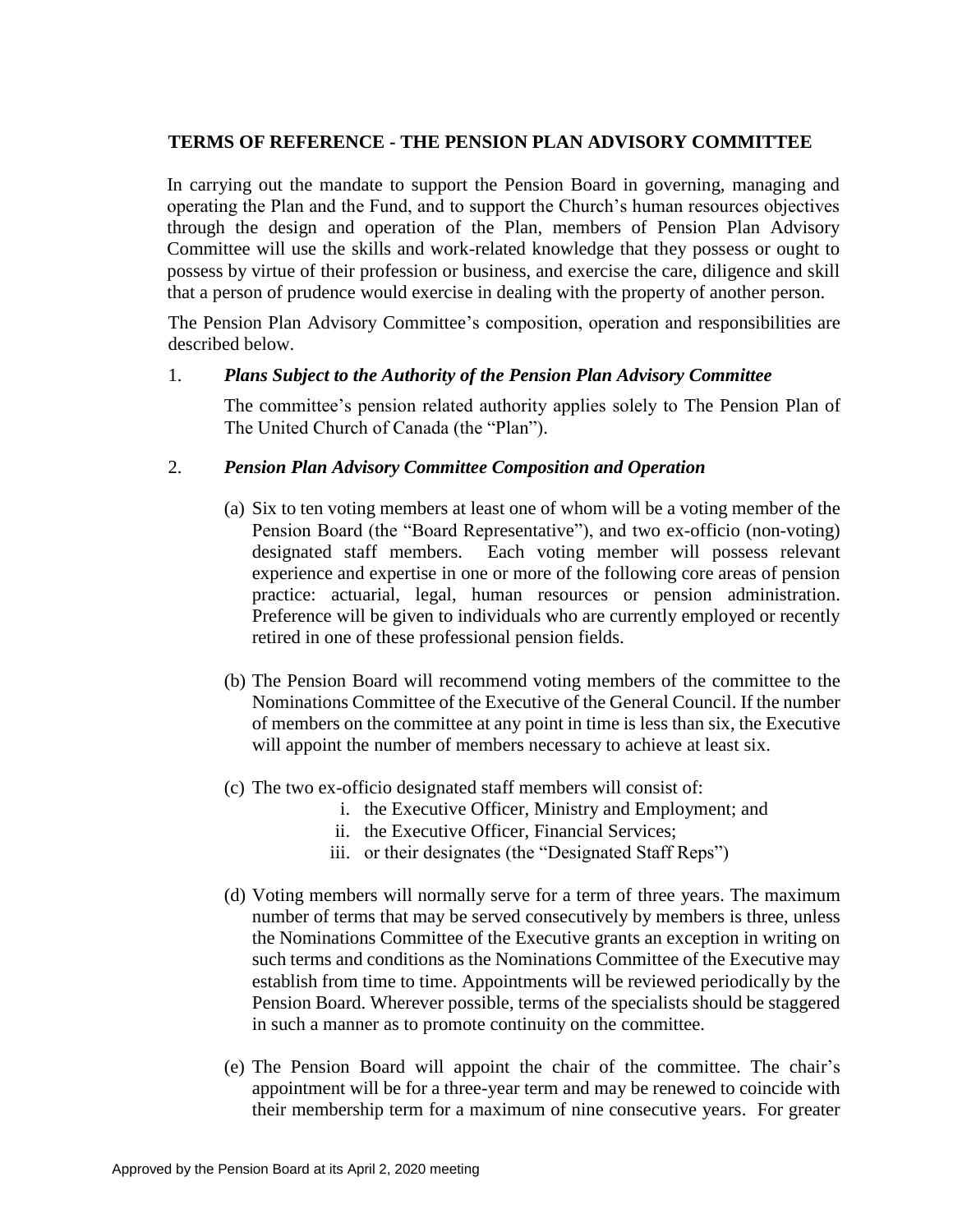## TERMS OF REFERENCE - THE PENSION PLAN ADVISORY COMMITTEE

In carrying out the mandate to support the Pension Board in governing, managing and operating the Plan and the Fund, and to support the Church's human resources objectives through the design and operation of the Plan, members of Pension Plan Advisory Committee will use the skills and work-related knowledge that they possess or ought to possess by virtue of their profession or business, and exercise the care, diligence and skill that a person of prudence would exercise in dealing with the property of another person.

The Pension Plan Advisory Committee's composition, operation and responsibilities are described below.

1. ***Plans Subject to the Authority of the Pension Plan Advisory Committee***

   The committee's pension related authority applies solely to The Pension Plan of The United Church of Canada (the "Plan").

2. ***Pension Plan Advisory Committee Composition and Operation***

   (a) Six to ten voting members at least one of whom will be a voting member of the Pension Board (the "Board Representative"), and two ex-officio (non-voting) designated staff members. Each voting member will possess relevant experience and expertise in one or more of the following core areas of pension practice: actuarial, legal, human resources or pension administration. Preference will be given to individuals who are currently employed or recently retired in one of these professional pension fields.

   (b) The Pension Board will recommend voting members of the committee to the Nominations Committee of the Executive of the General Council. If the number of members on the committee at any point in time is less than six, the Executive will appoint the number of members necessary to achieve at least six.

   (c) The two ex-officio designated staff members will consist of:
      i. the Executive Officer, Ministry and Employment; and
      ii. the Executive Officer, Financial Services;
      iii. or their designates (the "Designated Staff Reps")

   (d) Voting members will normally serve for a term of three years. The maximum number of terms that may be served consecutively by members is three, unless the Nominations Committee of the Executive grants an exception in writing on such terms and conditions as the Nominations Committee of the Executive may establish from time to time. Appointments will be reviewed periodically by the Pension Board. Wherever possible, terms of the specialists should be staggered in such a manner as to promote continuity on the committee.

   (e) The Pension Board will appoint the chair of the committee. The chair's appointment will be for a three-year term and may be renewed to coincide with their membership term for a maximum of nine consecutive years. For greater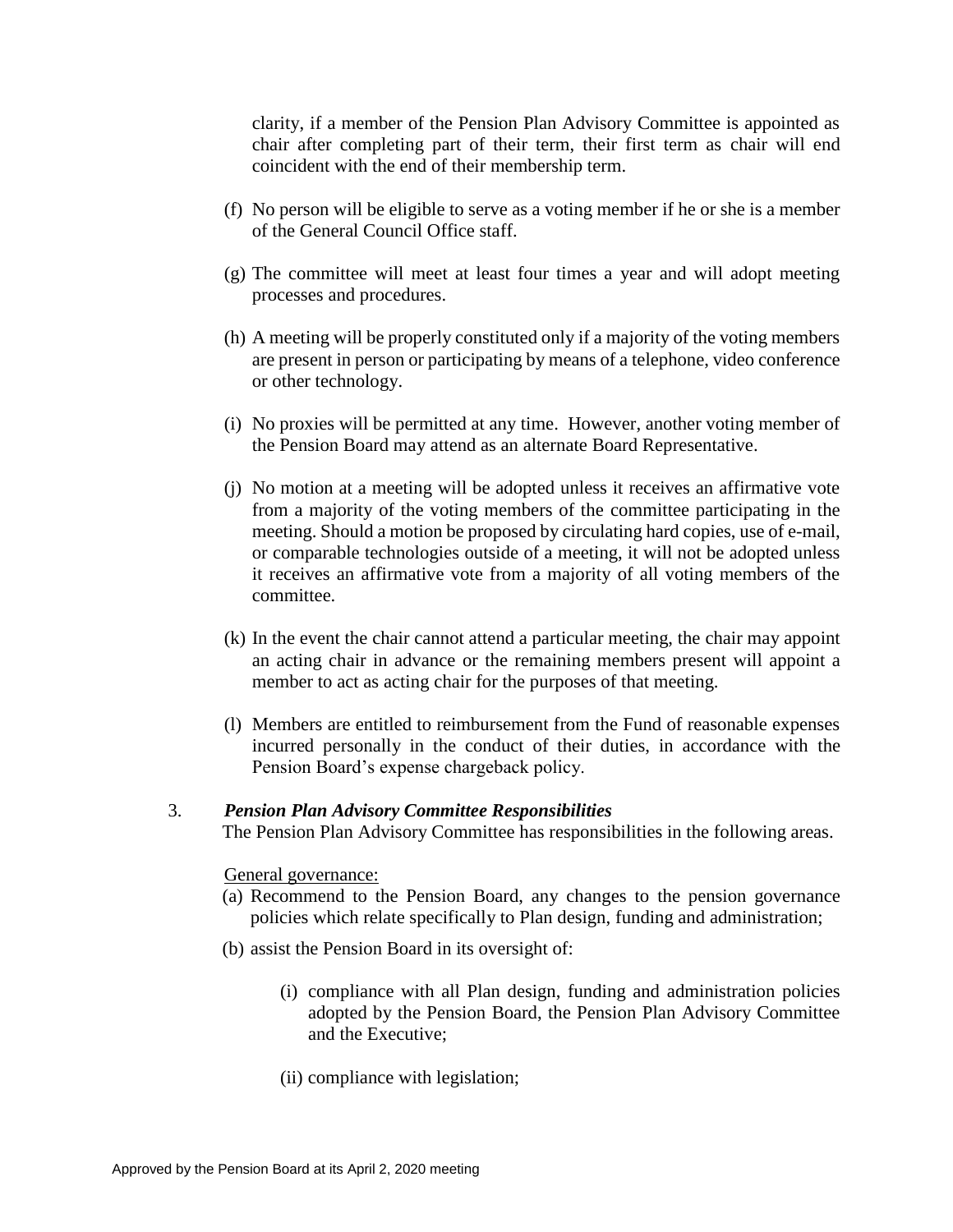clarity, if a member of the Pension Plan Advisory Committee is appointed as chair after completing part of their term, their first term as chair will end coincident with the end of their membership term.

(f) No person will be eligible to serve as a voting member if he or she is a member of the General Council Office staff.

(g) The committee will meet at least four times a year and will adopt meeting processes and procedures.

(h) A meeting will be properly constituted only if a majority of the voting members are present in person or participating by means of a telephone, video conference or other technology.

(i) No proxies will be permitted at any time. However, another voting member of the Pension Board may attend as an alternate Board Representative.

(j) No motion at a meeting will be adopted unless it receives an affirmative vote from a majority of the voting members of the committee participating in the meeting. Should a motion be proposed by circulating hard copies, use of e-mail, or comparable technologies outside of a meeting, it will not be adopted unless it receives an affirmative vote from a majority of all voting members of the committee.

(k) In the event the chair cannot attend a particular meeting, the chair may appoint an acting chair in advance or the remaining members present will appoint a member to act as acting chair for the purposes of that meeting.

(l) Members are entitled to reimbursement from the Fund of reasonable expenses incurred personally in the conduct of their duties, in accordance with the Pension Board's expense chargeback policy.

3. ***Pension Plan Advisory Committee Responsibilities***

The Pension Plan Advisory Committee has responsibilities in the following areas.

General governance:

(a) Recommend to the Pension Board, any changes to the pension governance policies which relate specifically to Plan design, funding and administration;

(b) assist the Pension Board in its oversight of:

(i) compliance with all Plan design, funding and administration policies adopted by the Pension Board, the Pension Plan Advisory Committee and the Executive;

(ii) compliance with legislation;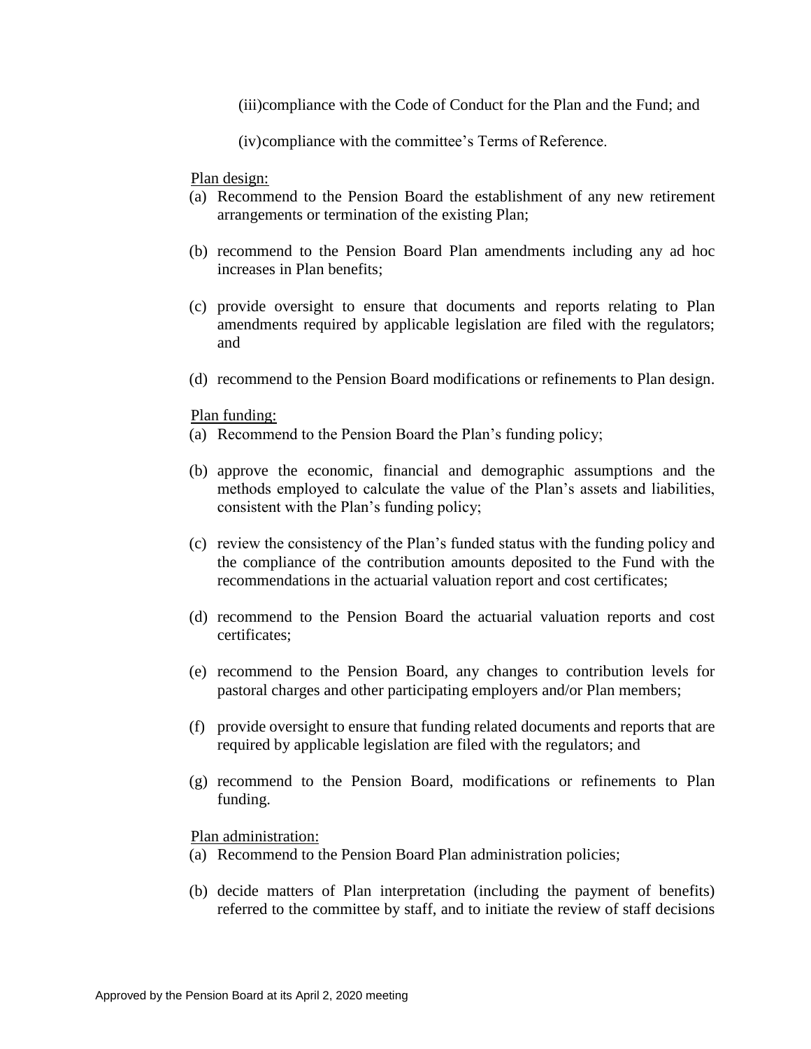(iii) compliance with the Code of Conduct for the Plan and the Fund; and

(iv) compliance with the committee's Terms of Reference.

Plan design:

(a) Recommend to the Pension Board the establishment of any new retirement arrangements or termination of the existing Plan;

(b) recommend to the Pension Board Plan amendments including any ad hoc increases in Plan benefits;

(c) provide oversight to ensure that documents and reports relating to Plan amendments required by applicable legislation are filed with the regulators; and

(d) recommend to the Pension Board modifications or refinements to Plan design.

Plan funding:

(a) Recommend to the Pension Board the Plan's funding policy;

(b) approve the economic, financial and demographic assumptions and the methods employed to calculate the value of the Plan's assets and liabilities, consistent with the Plan's funding policy;

(c) review the consistency of the Plan's funded status with the funding policy and the compliance of the contribution amounts deposited to the Fund with the recommendations in the actuarial valuation report and cost certificates;

(d) recommend to the Pension Board the actuarial valuation reports and cost certificates;

(e) recommend to the Pension Board, any changes to contribution levels for pastoral charges and other participating employers and/or Plan members;

(f) provide oversight to ensure that funding related documents and reports that are required by applicable legislation are filed with the regulators; and

(g) recommend to the Pension Board, modifications or refinements to Plan funding.

Plan administration:

(a) Recommend to the Pension Board Plan administration policies;

(b) decide matters of Plan interpretation (including the payment of benefits) referred to the committee by staff, and to initiate the review of staff decisions

Approved by the Pension Board at its April 2, 2020 meeting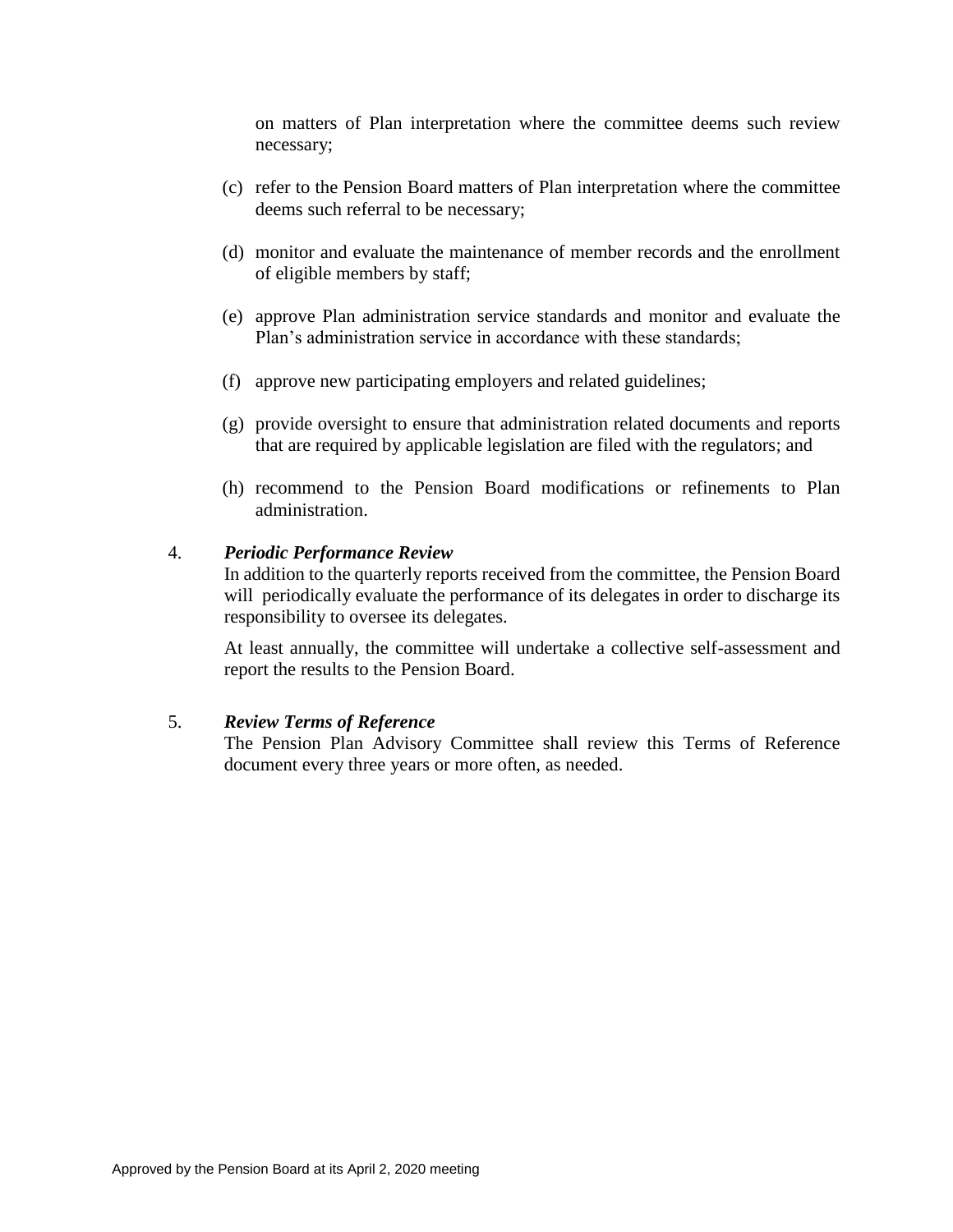on matters of Plan interpretation where the committee deems such review necessary;

(c) refer to the Pension Board matters of Plan interpretation where the committee deems such referral to be necessary;

(d) monitor and evaluate the maintenance of member records and the enrollment of eligible members by staff;

(e) approve Plan administration service standards and monitor and evaluate the Plan's administration service in accordance with these standards;

(f) approve new participating employers and related guidelines;

(g) provide oversight to ensure that administration related documents and reports that are required by applicable legislation are filed with the regulators; and

(h) recommend to the Pension Board modifications or refinements to Plan administration.

4. ***Periodic Performance Review***

In addition to the quarterly reports received from the committee, the Pension Board will periodically evaluate the performance of its delegates in order to discharge its responsibility to oversee its delegates.

At least annually, the committee will undertake a collective self-assessment and report the results to the Pension Board.

5. ***Review Terms of Reference***

The Pension Plan Advisory Committee shall review this Terms of Reference document every three years or more often, as needed.

Approved by the Pension Board at its April 2, 2020 meeting